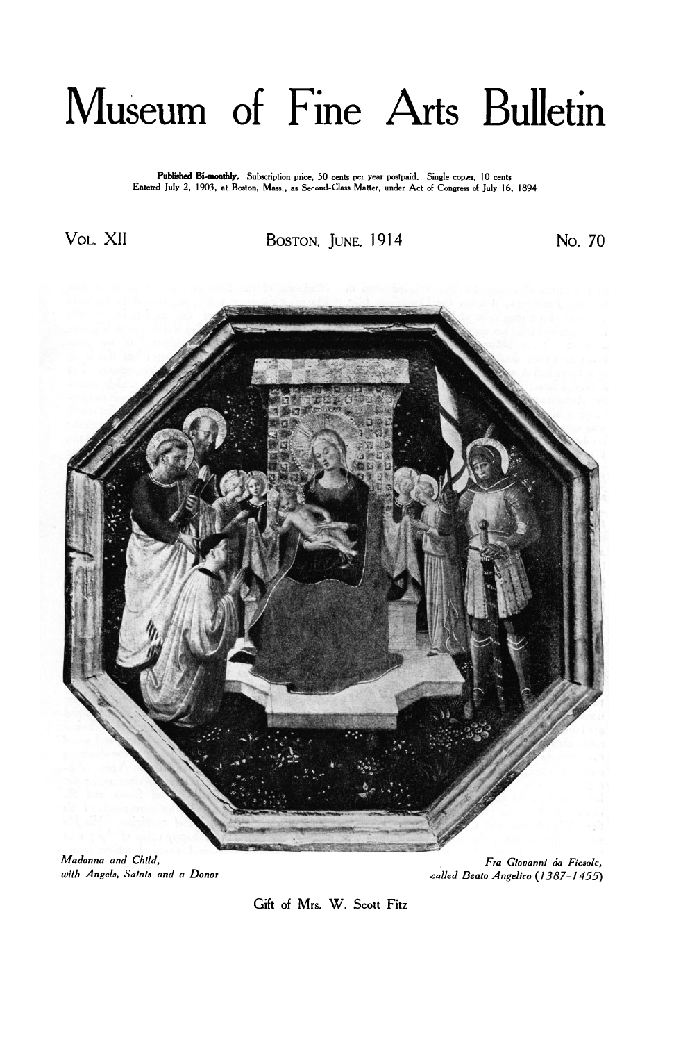# Museum of Fine Arts Bulletin

**Published Bi-monthly.** Subscription price, 50 cents per year postpaid. Single copies, 10 cents
Entered July 2, 1903, at Boston, Mass., as Second-Class Matter, under Act of Congress of July 16, 1894

VOL. XII BOSTON, JUNE, 1914 NO. 70

*Madonna and Child,*
*with Angels, Saints and a Donor*

*Fra Giovanni da Fiesole,*
*called Beato Angelico (1387–1455)*

Gift of Mrs. W. Scott Fitz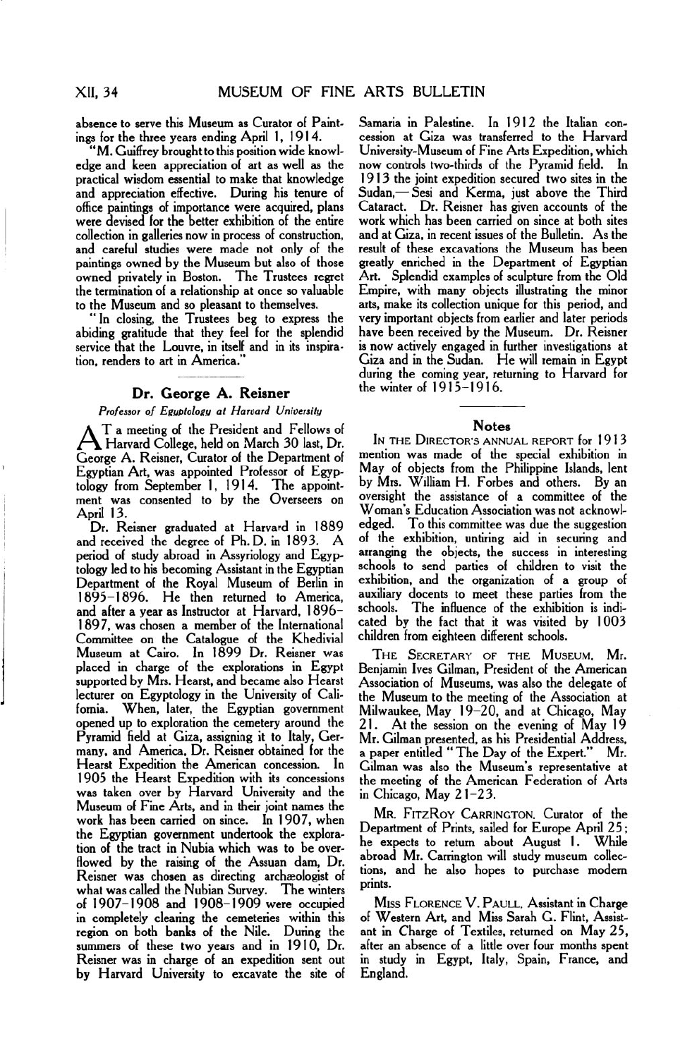absence to serve this Museum as Curator of Paintings for the three years ending April 1, 1914.

"M. Guiffrey brought to this position wide knowledge and keen appreciation of art as well as the practical wisdom essential to make that knowledge and appreciation effective. During his tenure of office paintings of importance were acquired, plans were devised for the better exhibition of the entire collection in galleries now in process of construction, and careful studies were made not only of the paintings owned by the Museum but also of those owned privately in Boston. The Trustees regret the termination of a relationship at once so valuable to the Museum and so pleasant to themselves.

"In closing, the Trustees beg to express the abiding gratitude that they feel for the splendid service that the Louvre, in itself and in its inspiration, renders to art in America."

## Dr. George A. Reisner

*Professor of Egyptology at Harvard University*

At a meeting of the President and Fellows of Harvard College, held on March 30 last, Dr. George A. Reisner, Curator of the Department of Egyptian Art, was appointed Professor of Egyptology from September 1, 1914. The appointment was consented to by the Overseers on April 13.

Dr. Reisner graduated at Harvard in 1889 and received the degree of Ph. D. in 1893. A period of study abroad in Assyriology and Egyptology led to his becoming Assistant in the Egyptian Department of the Royal Museum of Berlin in 1895–1896. He then returned to America, and after a year as Instructor at Harvard, 1896–1897, was chosen a member of the International Committee on the Catalogue of the Khedivial Museum at Cairo. In 1899 Dr. Reisner was placed in charge of the explorations in Egypt supported by Mrs. Hearst, and became also Hearst lecturer on Egyptology in the University of California. When, later, the Egyptian government opened up to exploration the cemetery around the Pyramid field at Giza, assigning it to Italy, Germany, and America, Dr. Reisner obtained for the Hearst Expedition the American concession. In 1905 the Hearst Expedition with its concessions was taken over by Harvard University and the Museum of Fine Arts, and in their joint names the work has been carried on since. In 1907, when the Egyptian government undertook the exploration of the tract in Nubia which was to be overflowed by the raising of the Assuan dam, Dr. Reisner was chosen as directing archæologist of what was called the Nubian Survey. The winters of 1907–1908 and 1908–1909 were occupied in completely clearing the cemeteries within this region on both banks of the Nile. During the summers of these two years and in 1910, Dr. Reisner was in charge of an expedition sent out by Harvard University to excavate the site of Samaria in Palestine. In 1912 the Italian concession at Giza was transferred to the Harvard University-Museum of Fine Arts Expedition, which now controls two-thirds of the Pyramid field. In 1913 the joint expedition secured two sites in the Sudan,— Sesi and Kerma, just above the Third Cataract. Dr. Reisner has given accounts of the work which has been carried on since at both sites and at Giza, in recent issues of the Bulletin. As the result of these excavations the Museum has been greatly enriched in the Department of Egyptian Art. Splendid examples of sculpture from the Old Empire, with many objects illustrating the minor arts, make its collection unique for this period, and very important objects from earlier and later periods have been received by the Museum. Dr. Reisner is now actively engaged in further investigations at Giza and in the Sudan. He will remain in Egypt during the coming year, returning to Harvard for the winter of 1915–1916.

## Notes

In the Director's annual report for 1913 mention was made of the special exhibition in May of objects from the Philippine Islands, lent by Mrs. William H. Forbes and others. By an oversight the assistance of a committee of the Woman's Education Association was not acknowledged. To this committee was due the suggestion of the exhibition, untiring aid in securing and arranging the objects, the success in interesting schools to send parties of children to visit the exhibition, and the organization of a group of auxiliary docents to meet these parties from the schools. The influence of the exhibition is indicated by the fact that it was visited by 1003 children from eighteen different schools.

The Secretary of the Museum, Mr. Benjamin Ives Gilman, President of the American Association of Museums, was also the delegate of the Museum to the meeting of the Association at Milwaukee, May 19–20, and at Chicago, May 21. At the session on the evening of May 19 Mr. Gilman presented, as his Presidential Address, a paper entitled "The Day of the Expert." Mr. Gilman was also the Museum's representative at the meeting of the American Federation of Arts in Chicago, May 21–23.

Mr. FitzRoy Carrington, Curator of the Department of Prints, sailed for Europe April 25; he expects to return about August 1. While abroad Mr. Carrington will study museum collections, and he also hopes to purchase modern prints.

Miss Florence V. Paull, Assistant in Charge of Western Art, and Miss Sarah G. Flint, Assistant in Charge of Textiles, returned on May 25, after an absence of a little over four months spent in study in Egypt, Italy, Spain, France, and England.